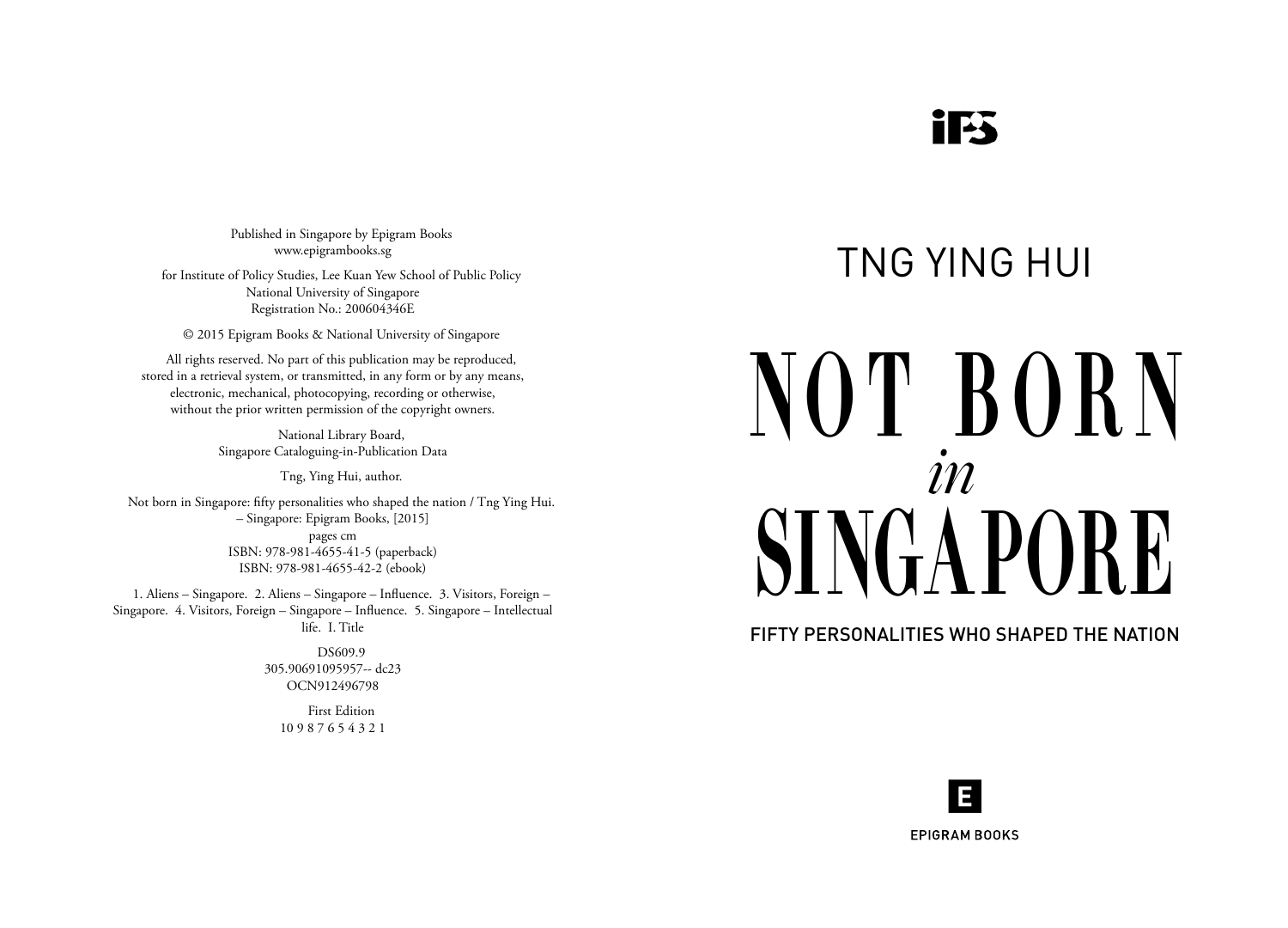Published in Singapore by Epigram Books
www.epigrambooks.sg

for Institute of Policy Studies, Lee Kuan Yew School of Public Policy
National University of Singapore
Registration No.: 200604346E

© 2015 Epigram Books & National University of Singapore

All rights reserved. No part of this publication may be reproduced, stored in a retrieval system, or transmitted, in any form or by any means, electronic, mechanical, photocopying, recording or otherwise, without the prior written permission of the copyright owners.

National Library Board,
Singapore Cataloguing-in-Publication Data

Tng, Ying Hui, author.

Not born in Singapore: fifty personalities who shaped the nation / Tng Ying Hui.
– Singapore: Epigram Books, [2015]
pages cm
ISBN: 978-981-4655-41-5 (paperback)
ISBN: 978-981-4655-42-2 (ebook)

1. Aliens – Singapore. 2. Aliens – Singapore – Influence. 3. Visitors, Foreign – Singapore. 4. Visitors, Foreign – Singapore – Influence. 5. Singapore – Intellectual life. I. Title

DS609.9
305.90691095957-- dc23
OCN912496798

First Edition
10 9 8 7 6 5 4 3 2 1

IPS

TNG YING HUI

# NOT BORN *in* SINGAPORE

FIFTY PERSONALITIES WHO SHAPED THE NATION

E
EPIGRAM BOOKS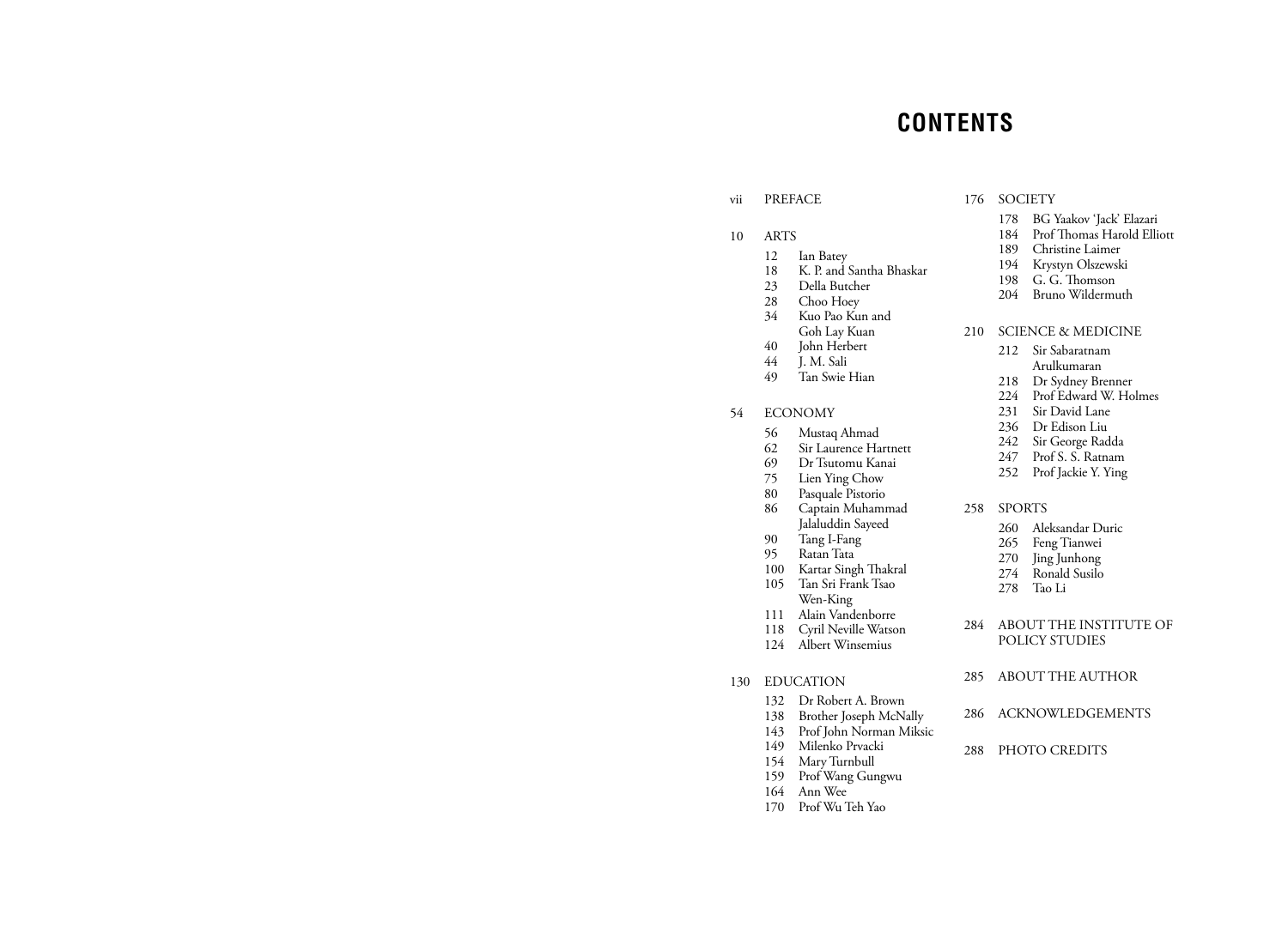# CONTENTS

vii PREFACE

10 ARTS

- 12 Ian Batey
- 18 K. P. and Santha Bhaskar
- 23 Della Butcher
- 28 Choo Hoey
- 34 Kuo Pao Kun and Goh Lay Kuan
- 40 John Herbert
- 44 J. M. Sali
- 49 Tan Swie Hian

54 ECONOMY

- 56 Mustaq Ahmad
- 62 Sir Laurence Hartnett
- 69 Dr Tsutomu Kanai
- 75 Lien Ying Chow
- 80 Pasquale Pistorio
- 86 Captain Muhammad Jalaluddin Sayeed
- 90 Tang I-Fang
- 95 Ratan Tata
- 100 Kartar Singh Thakral
- 105 Tan Sri Frank Tsao Wen-King
- 111 Alain Vandenborre
- 118 Cyril Neville Watson
- 124 Albert Winsemius

130 EDUCATION

- 132 Dr Robert A. Brown
- 138 Brother Joseph McNally
- 143 Prof John Norman Miksic
- 149 Milenko Prvacki
- 154 Mary Turnbull
- 159 Prof Wang Gungwu
- 164 Ann Wee
- 170 Prof Wu Teh Yao

176 SOCIETY

- 178 BG Yaakov 'Jack' Elazari
- 184 Prof Thomas Harold Elliott
- 189 Christine Laimer
- 194 Krystyn Olszewski
- 198 G. G. Thomson
- 204 Bruno Wildermuth

210 SCIENCE & MEDICINE

- 212 Sir Sabaratnam Arulkumaran
- 218 Dr Sydney Brenner
- 224 Prof Edward W. Holmes
- 231 Sir David Lane
- 236 Dr Edison Liu
- 242 Sir George Radda
- 247 Prof S. S. Ratnam
- 252 Prof Jackie Y. Ying

258 SPORTS

- 260 Aleksandar Duric
- 265 Feng Tianwei
- 270 Jing Junhong
- 274 Ronald Susilo
- 278 Tao Li

284 ABOUT THE INSTITUTE OF POLICY STUDIES

285 ABOUT THE AUTHOR

286 ACKNOWLEDGEMENTS

288 PHOTO CREDITS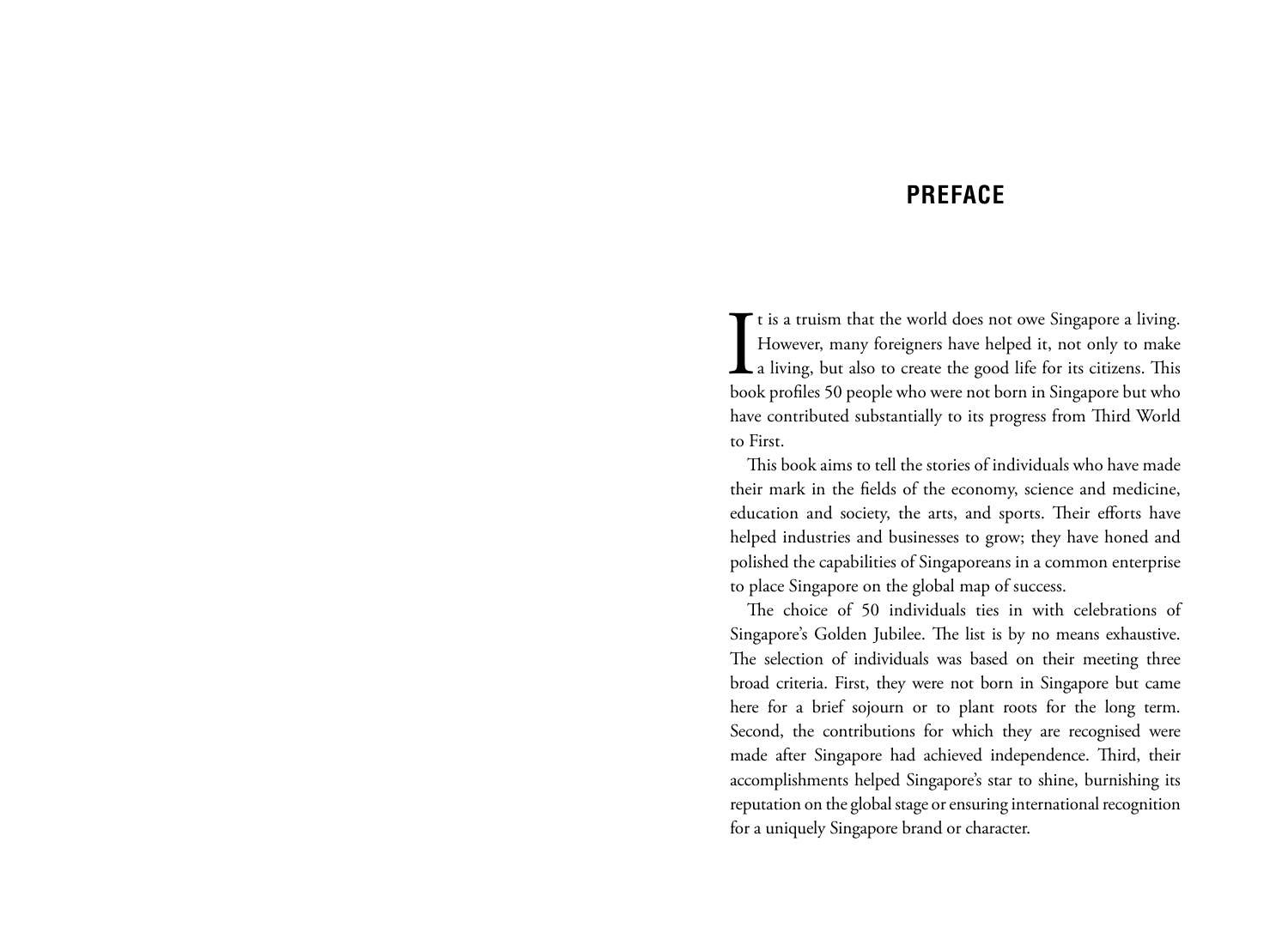# PREFACE

It is a truism that the world does not owe Singapore a living. However, many foreigners have helped it, not only to make a living, but also to create the good life for its citizens. This book profiles 50 people who were not born in Singapore but who have contributed substantially to its progress from Third World to First.

This book aims to tell the stories of individuals who have made their mark in the fields of the economy, science and medicine, education and society, the arts, and sports. Their efforts have helped industries and businesses to grow; they have honed and polished the capabilities of Singaporeans in a common enterprise to place Singapore on the global map of success.

The choice of 50 individuals ties in with celebrations of Singapore's Golden Jubilee. The list is by no means exhaustive. The selection of individuals was based on their meeting three broad criteria. First, they were not born in Singapore but came here for a brief sojourn or to plant roots for the long term. Second, the contributions for which they are recognised were made after Singapore had achieved independence. Third, their accomplishments helped Singapore's star to shine, burnishing its reputation on the global stage or ensuring international recognition for a uniquely Singapore brand or character.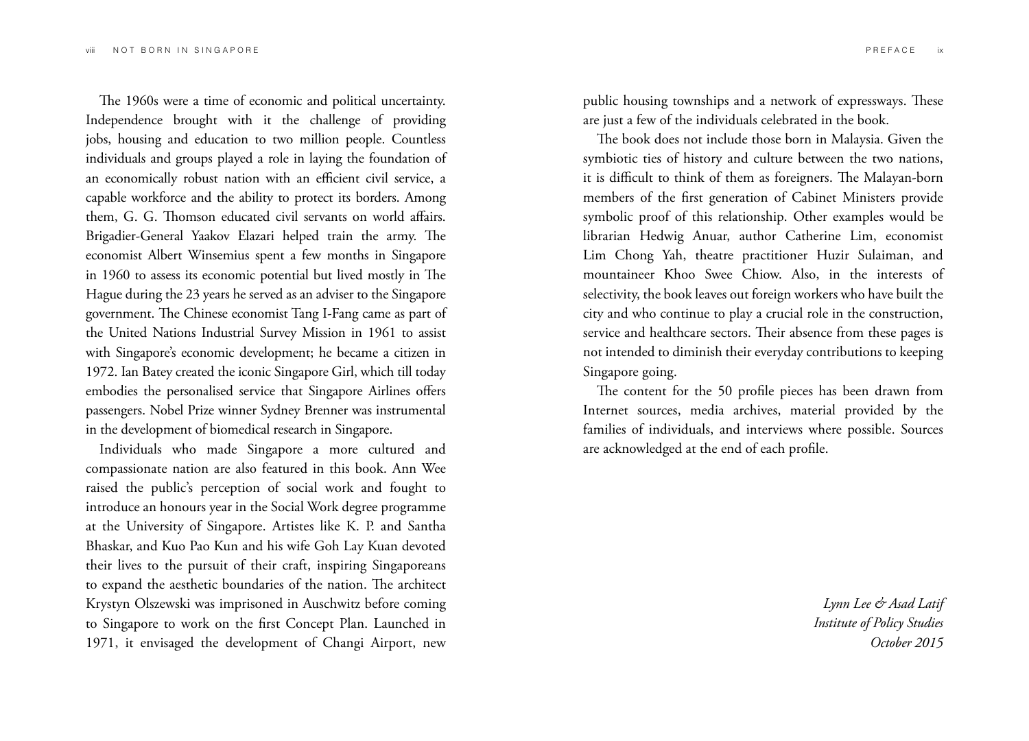The 1960s were a time of economic and political uncertainty. Independence brought with it the challenge of providing jobs, housing and education to two million people. Countless individuals and groups played a role in laying the foundation of an economically robust nation with an efficient civil service, a capable workforce and the ability to protect its borders. Among them, G. G. Thomson educated civil servants on world affairs. Brigadier-General Yaakov Elazari helped train the army. The economist Albert Winsemius spent a few months in Singapore in 1960 to assess its economic potential but lived mostly in The Hague during the 23 years he served as an adviser to the Singapore government. The Chinese economist Tang I-Fang came as part of the United Nations Industrial Survey Mission in 1961 to assist with Singapore's economic development; he became a citizen in 1972. Ian Batey created the iconic Singapore Girl, which till today embodies the personalised service that Singapore Airlines offers passengers. Nobel Prize winner Sydney Brenner was instrumental in the development of biomedical research in Singapore.

Individuals who made Singapore a more cultured and compassionate nation are also featured in this book. Ann Wee raised the public's perception of social work and fought to introduce an honours year in the Social Work degree programme at the University of Singapore. Artistes like K. P. and Santha Bhaskar, and Kuo Pao Kun and his wife Goh Lay Kuan devoted their lives to the pursuit of their craft, inspiring Singaporeans to expand the aesthetic boundaries of the nation. The architect Krystyn Olszewski was imprisoned in Auschwitz before coming to Singapore to work on the first Concept Plan. Launched in 1971, it envisaged the development of Changi Airport, new public housing townships and a network of expressways. These are just a few of the individuals celebrated in the book.

The book does not include those born in Malaysia. Given the symbiotic ties of history and culture between the two nations, it is difficult to think of them as foreigners. The Malayan-born members of the first generation of Cabinet Ministers provide symbolic proof of this relationship. Other examples would be librarian Hedwig Anuar, author Catherine Lim, economist Lim Chong Yah, theatre practitioner Huzir Sulaiman, and mountaineer Khoo Swee Chiow. Also, in the interests of selectivity, the book leaves out foreign workers who have built the city and who continue to play a crucial role in the construction, service and healthcare sectors. Their absence from these pages is not intended to diminish their everyday contributions to keeping Singapore going.

The content for the 50 profile pieces has been drawn from Internet sources, media archives, material provided by the families of individuals, and interviews where possible. Sources are acknowledged at the end of each profile.

*Lynn Lee & Asad Latif*
*Institute of Policy Studies*
*October 2015*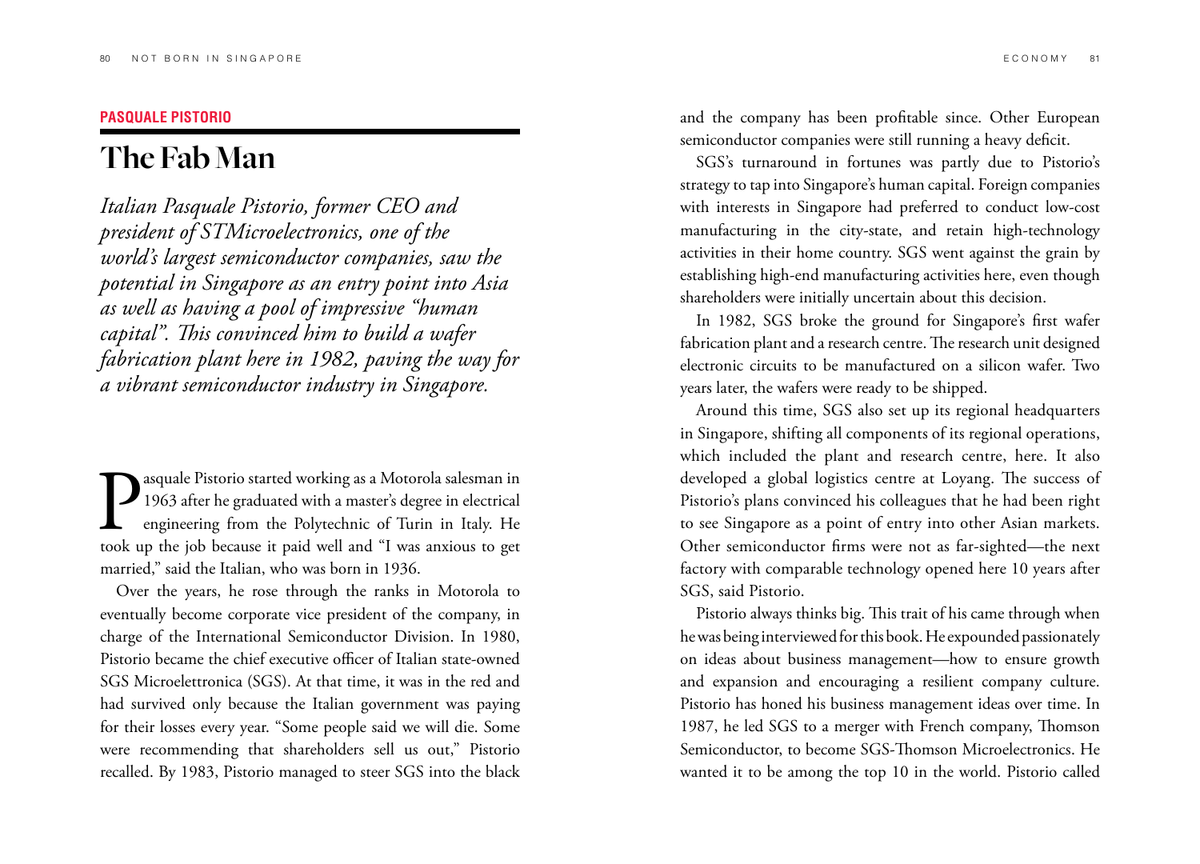**PASQUALE PISTORIO**

# The Fab Man

*Italian Pasquale Pistorio, former CEO and president of STMicroelectronics, one of the world's largest semiconductor companies, saw the potential in Singapore as an entry point into Asia as well as having a pool of impressive "human capital". This convinced him to build a wafer fabrication plant here in 1982, paving the way for a vibrant semiconductor industry in Singapore.*

Pasquale Pistorio started working as a Motorola salesman in 1963 after he graduated with a master's degree in electrical engineering from the Polytechnic of Turin in Italy. He took up the job because it paid well and "I was anxious to get married," said the Italian, who was born in 1936.

Over the years, he rose through the ranks in Motorola to eventually become corporate vice president of the company, in charge of the International Semiconductor Division. In 1980, Pistorio became the chief executive officer of Italian state-owned SGS Microelettronica (SGS). At that time, it was in the red and had survived only because the Italian government was paying for their losses every year. "Some people said we will die. Some were recommending that shareholders sell us out," Pistorio recalled. By 1983, Pistorio managed to steer SGS into the black and the company has been profitable since. Other European semiconductor companies were still running a heavy deficit.

SGS's turnaround in fortunes was partly due to Pistorio's strategy to tap into Singapore's human capital. Foreign companies with interests in Singapore had preferred to conduct low-cost manufacturing in the city-state, and retain high-technology activities in their home country. SGS went against the grain by establishing high-end manufacturing activities here, even though shareholders were initially uncertain about this decision.

In 1982, SGS broke the ground for Singapore's first wafer fabrication plant and a research centre. The research unit designed electronic circuits to be manufactured on a silicon wafer. Two years later, the wafers were ready to be shipped.

Around this time, SGS also set up its regional headquarters in Singapore, shifting all components of its regional operations, which included the plant and research centre, here. It also developed a global logistics centre at Loyang. The success of Pistorio's plans convinced his colleagues that he had been right to see Singapore as a point of entry into other Asian markets. Other semiconductor firms were not as far-sighted—the next factory with comparable technology opened here 10 years after SGS, said Pistorio.

Pistorio always thinks big. This trait of his came through when he was being interviewed for this book. He expounded passionately on ideas about business management—how to ensure growth and expansion and encouraging a resilient company culture. Pistorio has honed his business management ideas over time. In 1987, he led SGS to a merger with French company, Thomson Semiconductor, to become SGS-Thomson Microelectronics. He wanted it to be among the top 10 in the world. Pistorio called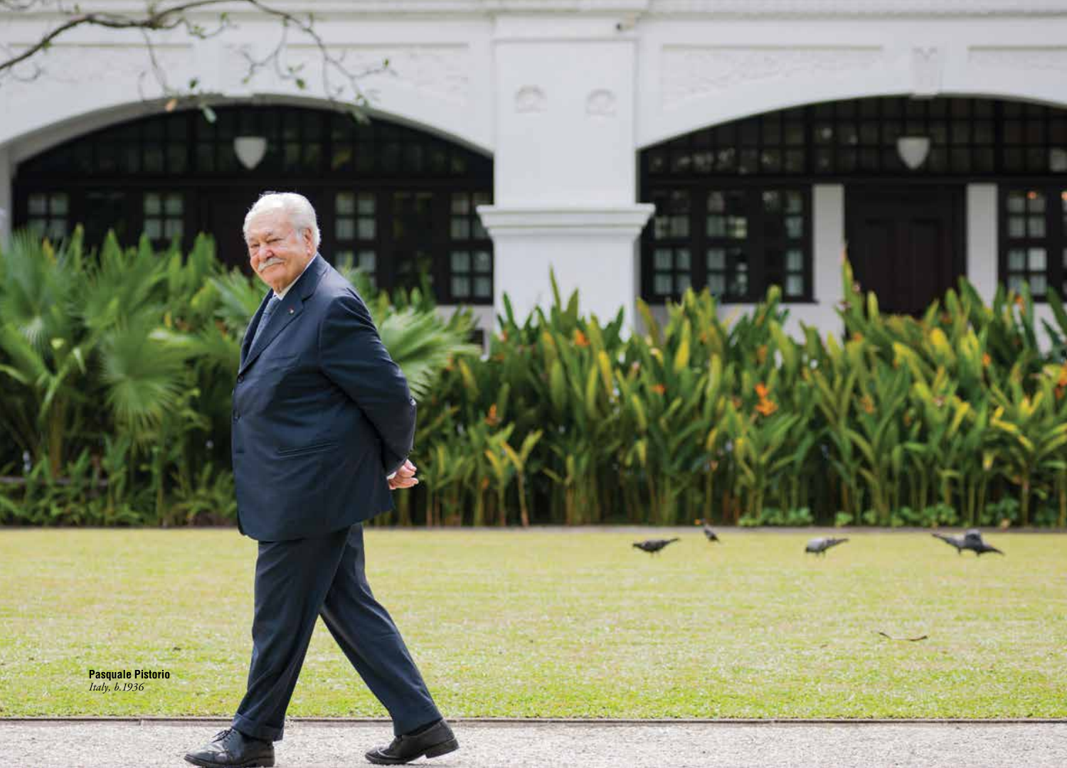**Pasquale Pistorio**
*Italy, b.1936*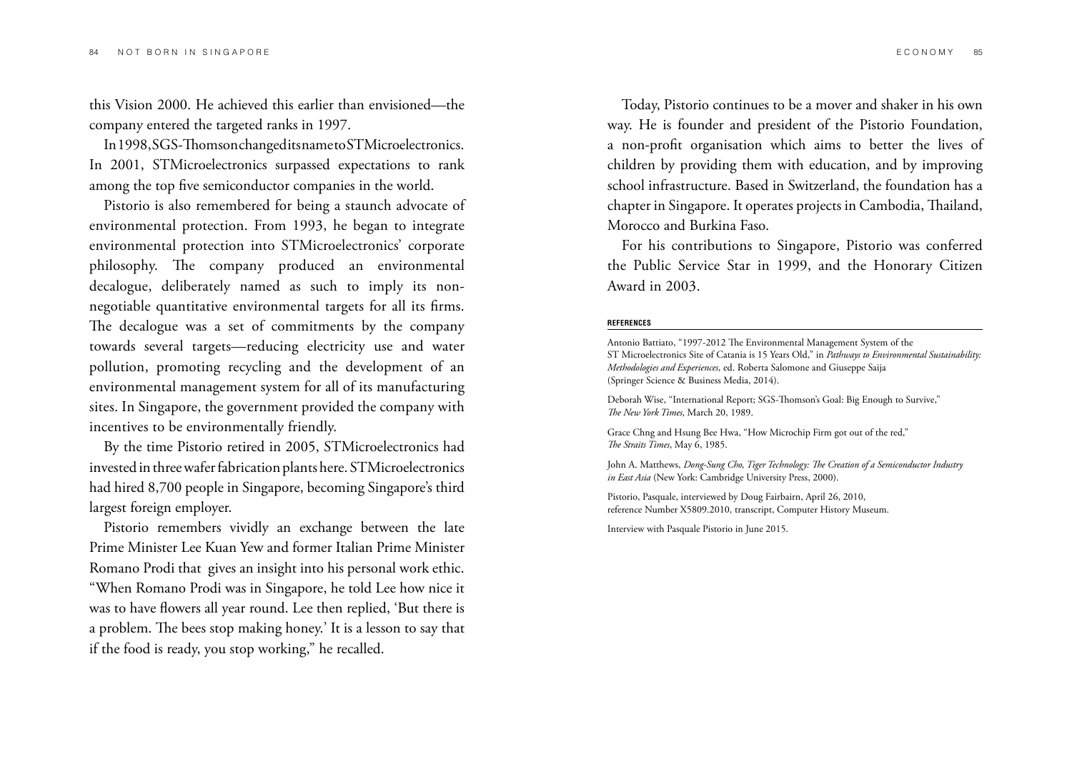this Vision 2000. He achieved this earlier than envisioned—the company entered the targeted ranks in 1997.

In 1998, SGS-Thomson changed its name to STMicroelectronics. In 2001, STMicroelectronics surpassed expectations to rank among the top five semiconductor companies in the world.

Pistorio is also remembered for being a staunch advocate of environmental protection. From 1993, he began to integrate environmental protection into STMicroelectronics' corporate philosophy. The company produced an environmental decalogue, deliberately named as such to imply its non-negotiable quantitative environmental targets for all its firms. The decalogue was a set of commitments by the company towards several targets—reducing electricity use and water pollution, promoting recycling and the development of an environmental management system for all of its manufacturing sites. In Singapore, the government provided the company with incentives to be environmentally friendly.

By the time Pistorio retired in 2005, STMicroelectronics had invested in three wafer fabrication plants here. STMicroelectronics had hired 8,700 people in Singapore, becoming Singapore's third largest foreign employer.

Pistorio remembers vividly an exchange between the late Prime Minister Lee Kuan Yew and former Italian Prime Minister Romano Prodi that gives an insight into his personal work ethic. "When Romano Prodi was in Singapore, he told Lee how nice it was to have flowers all year round. Lee then replied, 'But there is a problem. The bees stop making honey.' It is a lesson to say that if the food is ready, you stop working," he recalled.

Today, Pistorio continues to be a mover and shaker in his own way. He is founder and president of the Pistorio Foundation, a non-profit organisation which aims to better the lives of children by providing them with education, and by improving school infrastructure. Based in Switzerland, the foundation has a chapter in Singapore. It operates projects in Cambodia, Thailand, Morocco and Burkina Faso.

For his contributions to Singapore, Pistorio was conferred the Public Service Star in 1999, and the Honorary Citizen Award in 2003.

**REFERENCES**

Antonio Battiato, "1997-2012 The Environmental Management System of the ST Microelectronics Site of Catania is 15 Years Old," in *Pathways to Environmental Sustainability: Methodologies and Experiences*, ed. Roberta Salomone and Giuseppe Saija (Springer Science & Business Media, 2014).

Deborah Wise, "International Report; SGS-Thomson's Goal: Big Enough to Survive," *The New York Times*, March 20, 1989.

Grace Chng and Hsung Bee Hwa, "How Microchip Firm got out of the red," *The Straits Times*, May 6, 1985.

John A. Matthews, *Dong-Sung Cho, Tiger Technology: The Creation of a Semiconductor Industry in East Asia* (New York: Cambridge University Press, 2000).

Pistorio, Pasquale, interviewed by Doug Fairbairn, April 26, 2010, reference Number X5809.2010, transcript, Computer History Museum.

Interview with Pasquale Pistorio in June 2015.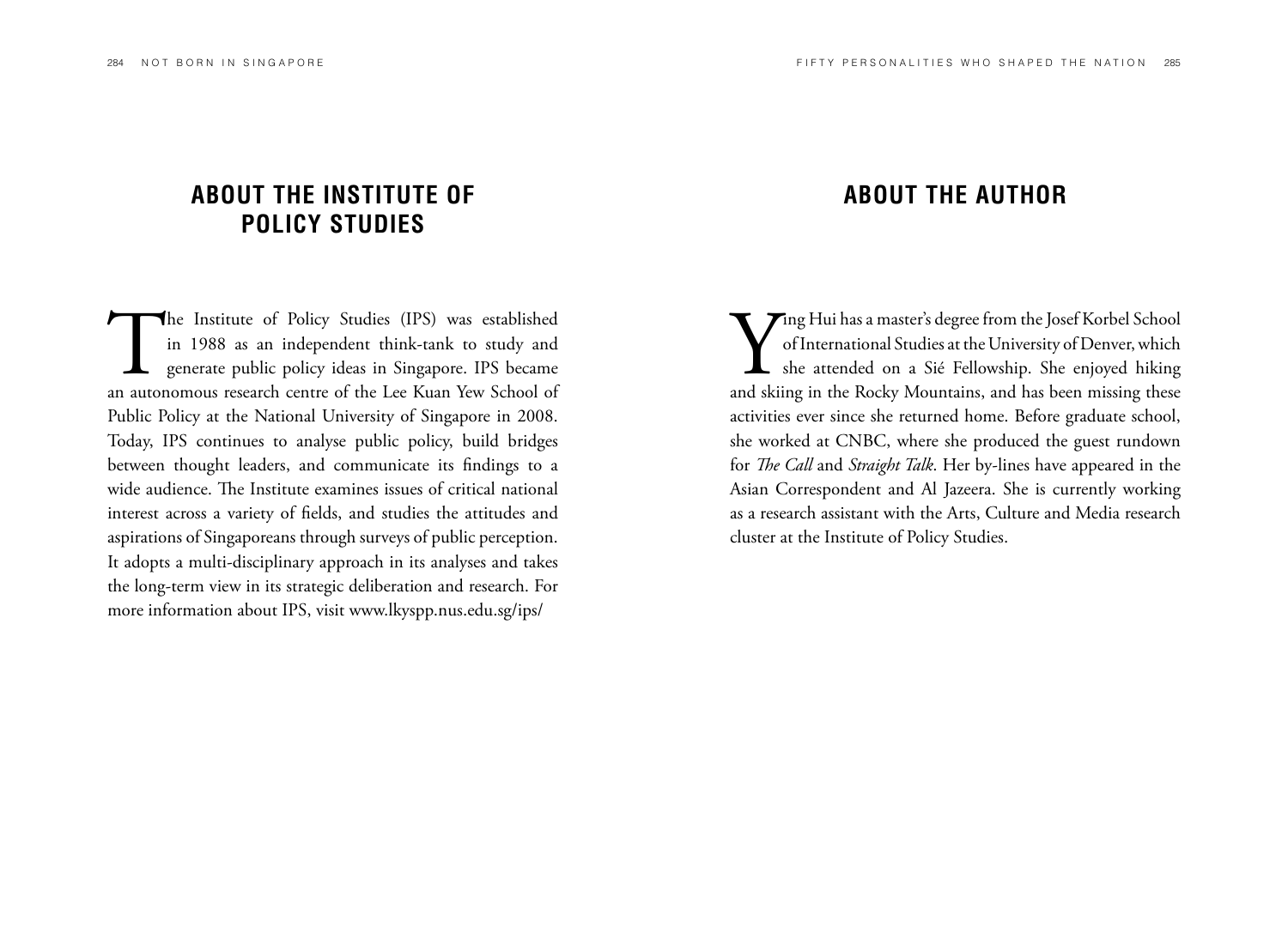## ABOUT THE INSTITUTE OF POLICY STUDIES

The Institute of Policy Studies (IPS) was established in 1988 as an independent think-tank to study and generate public policy ideas in Singapore. IPS became an autonomous research centre of the Lee Kuan Yew School of Public Policy at the National University of Singapore in 2008. Today, IPS continues to analyse public policy, build bridges between thought leaders, and communicate its findings to a wide audience. The Institute examines issues of critical national interest across a variety of fields, and studies the attitudes and aspirations of Singaporeans through surveys of public perception. It adopts a multi-disciplinary approach in its analyses and takes the long-term view in its strategic deliberation and research. For more information about IPS, visit www.lkyspp.nus.edu.sg/ips/

## ABOUT THE AUTHOR

Ying Hui has a master's degree from the Josef Korbel School of International Studies at the University of Denver, which she attended on a Sié Fellowship. She enjoyed hiking and skiing in the Rocky Mountains, and has been missing these activities ever since she returned home. Before graduate school, she worked at CNBC, where she produced the guest rundown for *The Call* and *Straight Talk*. Her by-lines have appeared in the Asian Correspondent and Al Jazeera. She is currently working as a research assistant with the Arts, Culture and Media research cluster at the Institute of Policy Studies.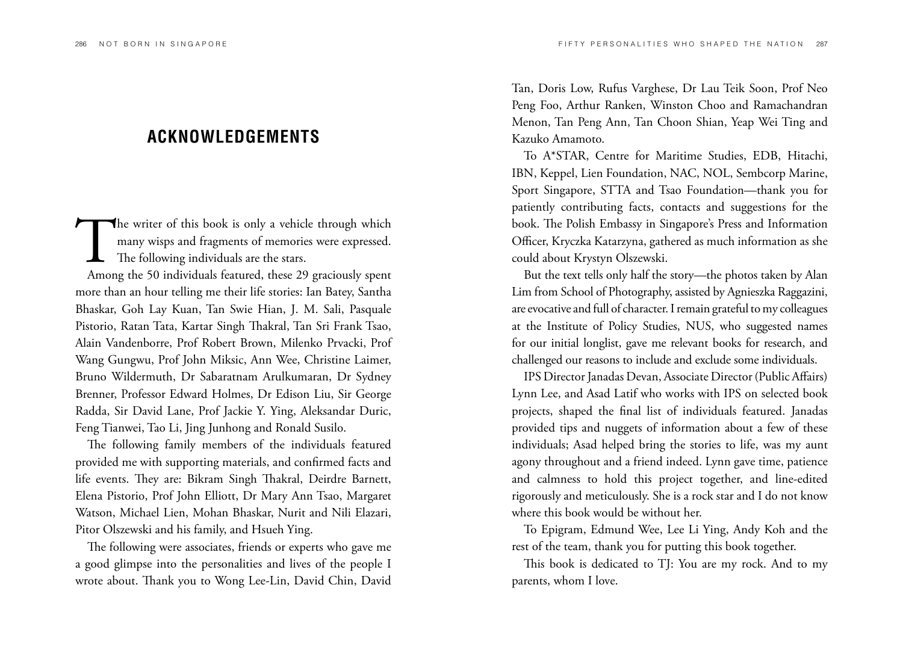## ACKNOWLEDGEMENTS

The writer of this book is only a vehicle through which many wisps and fragments of memories were expressed. The following individuals are the stars.

Among the 50 individuals featured, these 29 graciously spent more than an hour telling me their life stories: Ian Batey, Santha Bhaskar, Goh Lay Kuan, Tan Swie Hian, J. M. Sali, Pasquale Pistorio, Ratan Tata, Kartar Singh Thakral, Tan Sri Frank Tsao, Alain Vandenborre, Prof Robert Brown, Milenko Prvacki, Prof Wang Gungwu, Prof John Miksic, Ann Wee, Christine Laimer, Bruno Wildermuth, Dr Sabaratnam Arulkumaran, Dr Sydney Brenner, Professor Edward Holmes, Dr Edison Liu, Sir George Radda, Sir David Lane, Prof Jackie Y. Ying, Aleksandar Duric, Feng Tianwei, Tao Li, Jing Junhong and Ronald Susilo.

The following family members of the individuals featured provided me with supporting materials, and confirmed facts and life events. They are: Bikram Singh Thakral, Deirdre Barnett, Elena Pistorio, Prof John Elliott, Dr Mary Ann Tsao, Margaret Watson, Michael Lien, Mohan Bhaskar, Nurit and Nili Elazari, Pitor Olszewski and his family, and Hsueh Ying.

The following were associates, friends or experts who gave me a good glimpse into the personalities and lives of the people I wrote about. Thank you to Wong Lee-Lin, David Chin, David Tan, Doris Low, Rufus Varghese, Dr Lau Teik Soon, Prof Neo Peng Foo, Arthur Ranken, Winston Choo and Ramachandran Menon, Tan Peng Ann, Tan Choon Shian, Yeap Wei Ting and Kazuko Amamoto.

To A*STAR, Centre for Maritime Studies, EDB, Hitachi, IBN, Keppel, Lien Foundation, NAC, NOL, Sembcorp Marine, Sport Singapore, STTA and Tsao Foundation—thank you for patiently contributing facts, contacts and suggestions for the book. The Polish Embassy in Singapore's Press and Information Officer, Kryczka Katarzyna, gathered as much information as she could about Krystyn Olszewski.

But the text tells only half the story—the photos taken by Alan Lim from School of Photography, assisted by Agnieszka Raggazini, are evocative and full of character. I remain grateful to my colleagues at the Institute of Policy Studies, NUS, who suggested names for our initial longlist, gave me relevant books for research, and challenged our reasons to include and exclude some individuals.

IPS Director Janadas Devan, Associate Director (Public Affairs) Lynn Lee, and Asad Latif who works with IPS on selected book projects, shaped the final list of individuals featured. Janadas provided tips and nuggets of information about a few of these individuals; Asad helped bring the stories to life, was my aunt agony throughout and a friend indeed. Lynn gave time, patience and calmness to hold this project together, and line-edited rigorously and meticulously. She is a rock star and I do not know where this book would be without her.

To Epigram, Edmund Wee, Lee Li Ying, Andy Koh and the rest of the team, thank you for putting this book together.

This book is dedicated to TJ: You are my rock. And to my parents, whom I love.